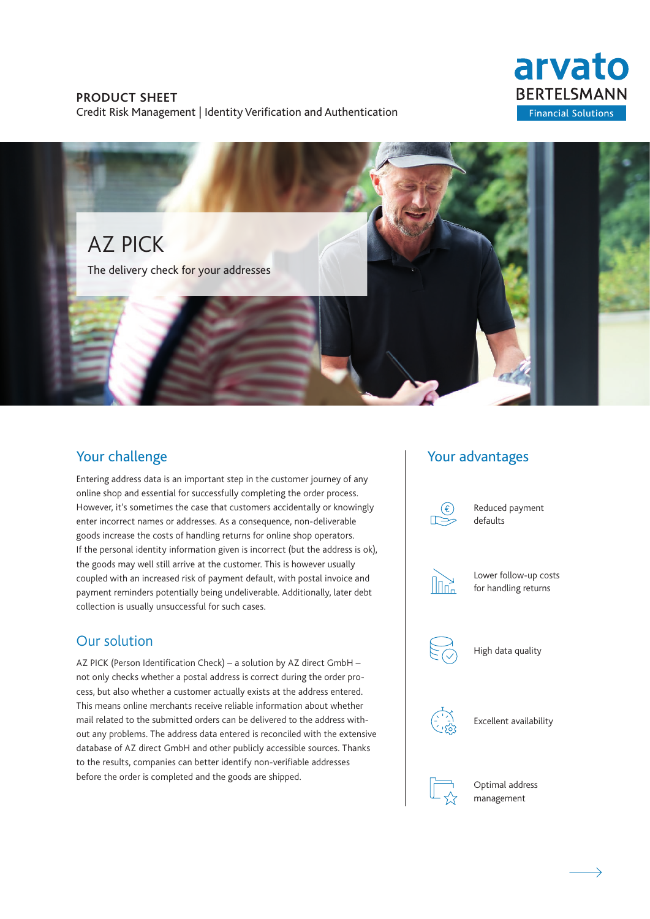**PRODUCT SHEET**
Credit Risk Management | Identity Verification and Authentication

arvato BERTELSMANN Financial Solutions

# AZ PICK

The delivery check for your addresses

## Your challenge

Entering address data is an important step in the customer journey of any online shop and essential for successfully completing the order process. However, it's sometimes the case that customers accidentally or knowingly enter incorrect names or addresses. As a consequence, non-deliverable goods increase the costs of handling returns for online shop operators.
If the personal identity information given is incorrect (but the address is ok), the goods may well still arrive at the customer. This is however usually coupled with an increased risk of payment default, with postal invoice and payment reminders potentially being undeliverable. Additionally, later debt collection is usually unsuccessful for such cases.

## Our solution

AZ PICK (Person Identification Check) – a solution by AZ direct GmbH – not only checks whether a postal address is correct during the order process, but also whether a customer actually exists at the address entered. This means online merchants receive reliable information about whether mail related to the submitted orders can be delivered to the address without any problems. The address data entered is reconciled with the extensive database of AZ direct GmbH and other publicly accessible sources. Thanks to the results, companies can better identify non-verifiable addresses before the order is completed and the goods are shipped.

## Your advantages

- Reduced payment defaults
- Lower follow-up costs for handling returns
- High data quality
- Excellent availability
- Optimal address management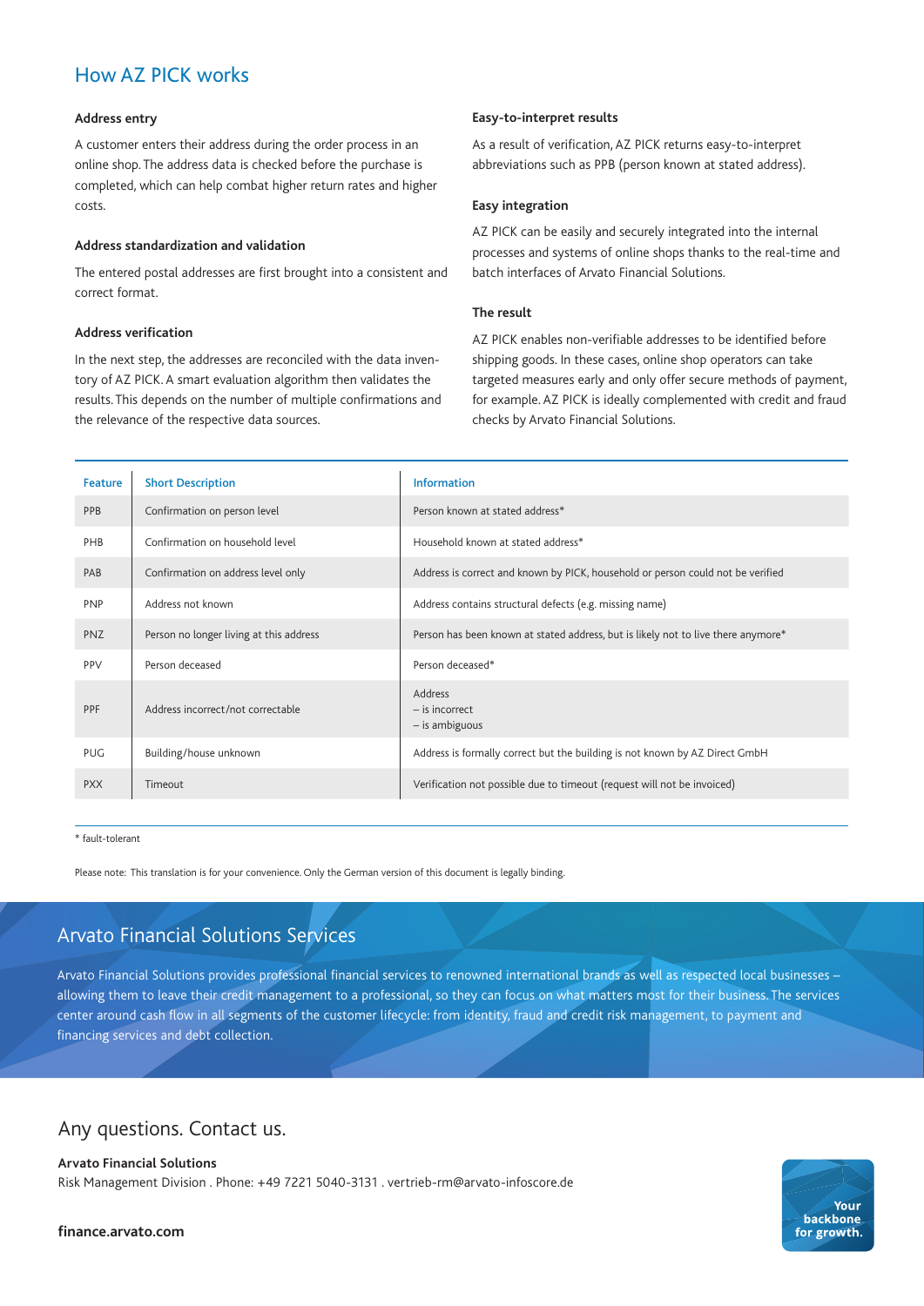## How AZ PICK works

### Address entry

A customer enters their address during the order process in an online shop. The address data is checked before the purchase is completed, which can help combat higher return rates and higher costs.

### Address standardization and validation

The entered postal addresses are first brought into a consistent and correct format.

### Address verification

In the next step, the addresses are reconciled with the data inventory of AZ PICK. A smart evaluation algorithm then validates the results. This depends on the number of multiple confirmations and the relevance of the respective data sources.

### Easy-to-interpret results

As a result of verification, AZ PICK returns easy-to-interpret abbreviations such as PPB (person known at stated address).

### Easy integration

AZ PICK can be easily and securely integrated into the internal processes and systems of online shops thanks to the real-time and batch interfaces of Arvato Financial Solutions.

### The result

AZ PICK enables non-verifiable addresses to be identified before shipping goods. In these cases, online shop operators can take targeted measures early and only offer secure methods of payment, for example. AZ PICK is ideally complemented with credit and fraud checks by Arvato Financial Solutions.

| Feature | Short Description | Information |
|---|---|---|
| PPB | Confirmation on person level | Person known at stated address* |
| PHB | Confirmation on household level | Household known at stated address* |
| PAB | Confirmation on address level only | Address is correct and known by PICK, household or person could not be verified |
| PNP | Address not known | Address contains structural defects (e.g. missing name) |
| PNZ | Person no longer living at this address | Person has been known at stated address, but is likely not to live there anymore* |
| PPV | Person deceased | Person deceased* |
| PPF | Address incorrect/not correctable | Address<br>– is incorrect<br>– is ambiguous |
| PUG | Building/house unknown | Address is formally correct but the building is not known by AZ Direct GmbH |
| PXX | Timeout | Verification not possible due to timeout (request will not be invoiced) |

\* fault-tolerant

Please note: This translation is for your convenience. Only the German version of this document is legally binding.

## Arvato Financial Solutions Services

Arvato Financial Solutions provides professional financial services to renowned international brands as well as respected local businesses – allowing them to leave their credit management to a professional, so they can focus on what matters most for their business. The services center around cash flow in all segments of the customer lifecycle: from identity, fraud and credit risk management, to payment and financing services and debt collection.

## Any questions. Contact us.

**Arvato Financial Solutions**
Risk Management Division . Phone: +49 7221 5040-3131 . vertrieb-rm@arvato-infoscore.de

**finance.arvato.com**

Your backbone for growth.